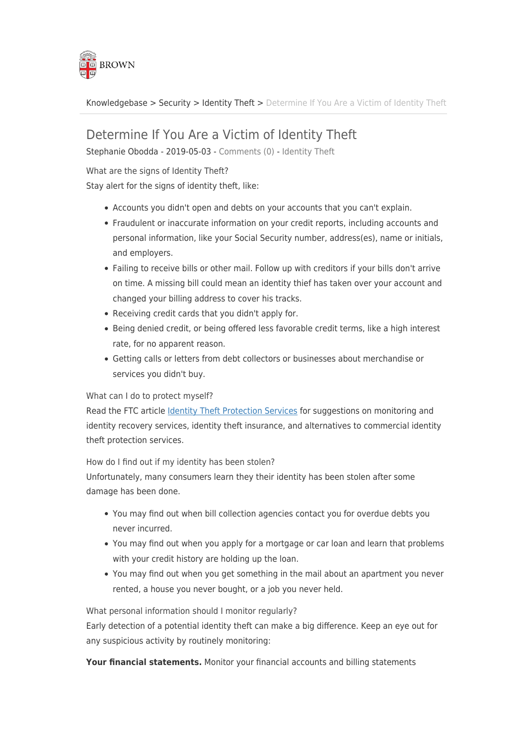BROWN

Knowledgebase > Security > Identity Theft > Determine If You Are a Victim of Identity Theft

# Determine If You Are a Victim of Identity Theft

Stephanie Obodda - 2019-05-03 - Comments (0) - Identity Theft

What are the signs of Identity Theft?

Stay alert for the signs of identity theft, like:

- Accounts you didn't open and debts on your accounts that you can't explain.
- Fraudulent or inaccurate information on your credit reports, including accounts and personal information, like your Social Security number, address(es), name or initials, and employers.
- Failing to receive bills or other mail. Follow up with creditors if your bills don't arrive on time. A missing bill could mean an identity thief has taken over your account and changed your billing address to cover his tracks.
- Receiving credit cards that you didn't apply for.
- Being denied credit, or being offered less favorable credit terms, like a high interest rate, for no apparent reason.
- Getting calls or letters from debt collectors or businesses about merchandise or services you didn't buy.

What can I do to protect myself?

Read the FTC article [Identity Theft Protection Services](Identity Theft Protection Services) for suggestions on monitoring and identity recovery services, identity theft insurance, and alternatives to commercial identity theft protection services.

How do I find out if my identity has been stolen?

Unfortunately, many consumers learn they their identity has been stolen after some damage has been done.

- You may find out when bill collection agencies contact you for overdue debts you never incurred.
- You may find out when you apply for a mortgage or car loan and learn that problems with your credit history are holding up the loan.
- You may find out when you get something in the mail about an apartment you never rented, a house you never bought, or a job you never held.

What personal information should I monitor regularly?

Early detection of a potential identity theft can make a big difference. Keep an eye out for any suspicious activity by routinely monitoring:

**Your financial statements.** Monitor your financial accounts and billing statements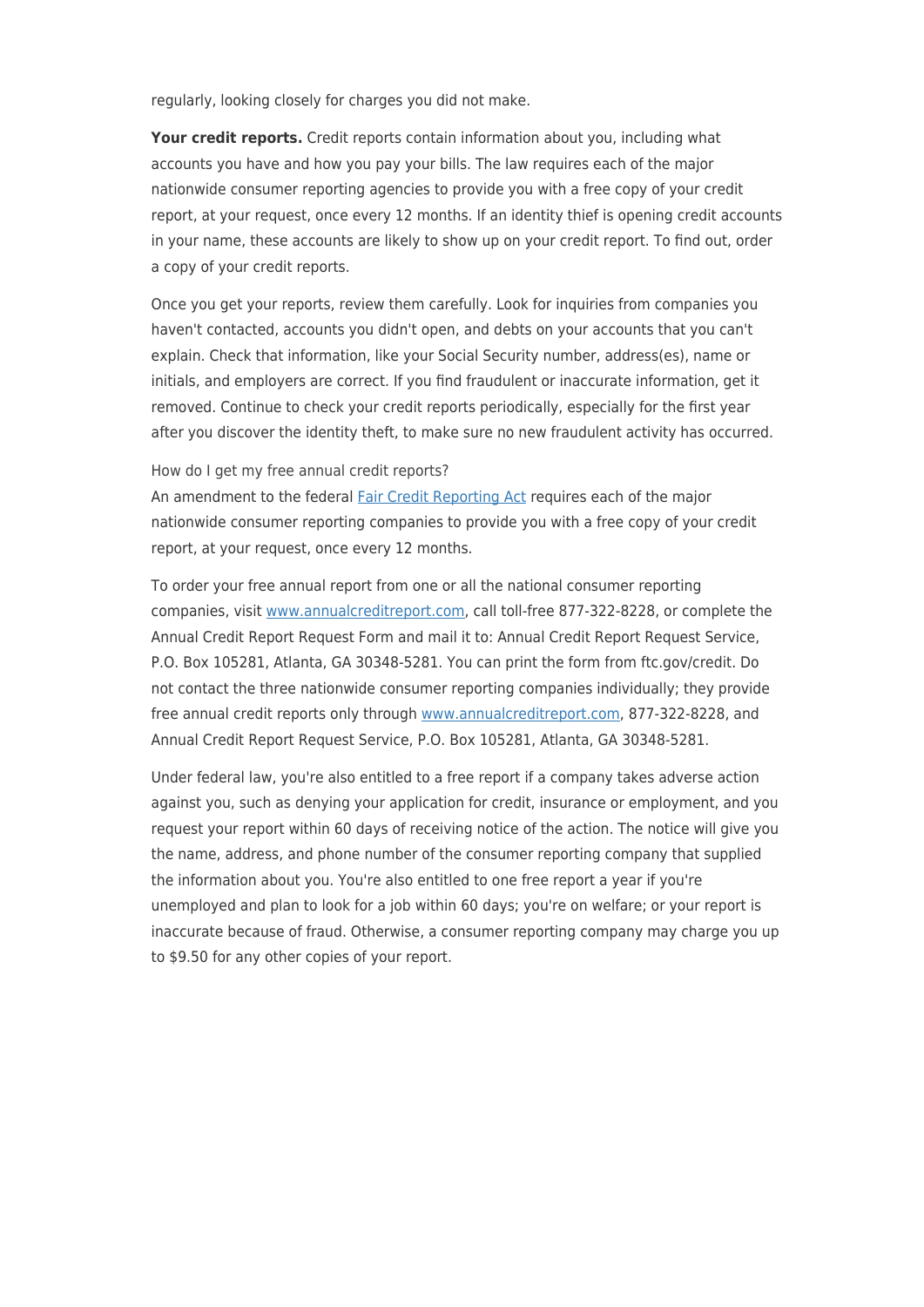regularly, looking closely for charges you did not make.

**Your credit reports.** Credit reports contain information about you, including what accounts you have and how you pay your bills. The law requires each of the major nationwide consumer reporting agencies to provide you with a free copy of your credit report, at your request, once every 12 months. If an identity thief is opening credit accounts in your name, these accounts are likely to show up on your credit report. To find out, order a copy of your credit reports.

Once you get your reports, review them carefully. Look for inquiries from companies you haven't contacted, accounts you didn't open, and debts on your accounts that you can't explain. Check that information, like your Social Security number, address(es), name or initials, and employers are correct. If you find fraudulent or inaccurate information, get it removed. Continue to check your credit reports periodically, especially for the first year after you discover the identity theft, to make sure no new fraudulent activity has occurred.

How do I get my free annual credit reports?
An amendment to the federal [Fair Credit Reporting Act]() requires each of the major nationwide consumer reporting companies to provide you with a free copy of your credit report, at your request, once every 12 months.

To order your free annual report from one or all the national consumer reporting companies, visit [www.annualcreditreport.com](www.annualcreditreport.com), call toll-free 877-322-8228, or complete the Annual Credit Report Request Form and mail it to: Annual Credit Report Request Service, P.O. Box 105281, Atlanta, GA 30348-5281. You can print the form from ftc.gov/credit. Do not contact the three nationwide consumer reporting companies individually; they provide free annual credit reports only through [www.annualcreditreport.com](www.annualcreditreport.com), 877-322-8228, and Annual Credit Report Request Service, P.O. Box 105281, Atlanta, GA 30348-5281.

Under federal law, you're also entitled to a free report if a company takes adverse action against you, such as denying your application for credit, insurance or employment, and you request your report within 60 days of receiving notice of the action. The notice will give you the name, address, and phone number of the consumer reporting company that supplied the information about you. You're also entitled to one free report a year if you're unemployed and plan to look for a job within 60 days; you're on welfare; or your report is inaccurate because of fraud. Otherwise, a consumer reporting company may charge you up to $9.50 for any other copies of your report.